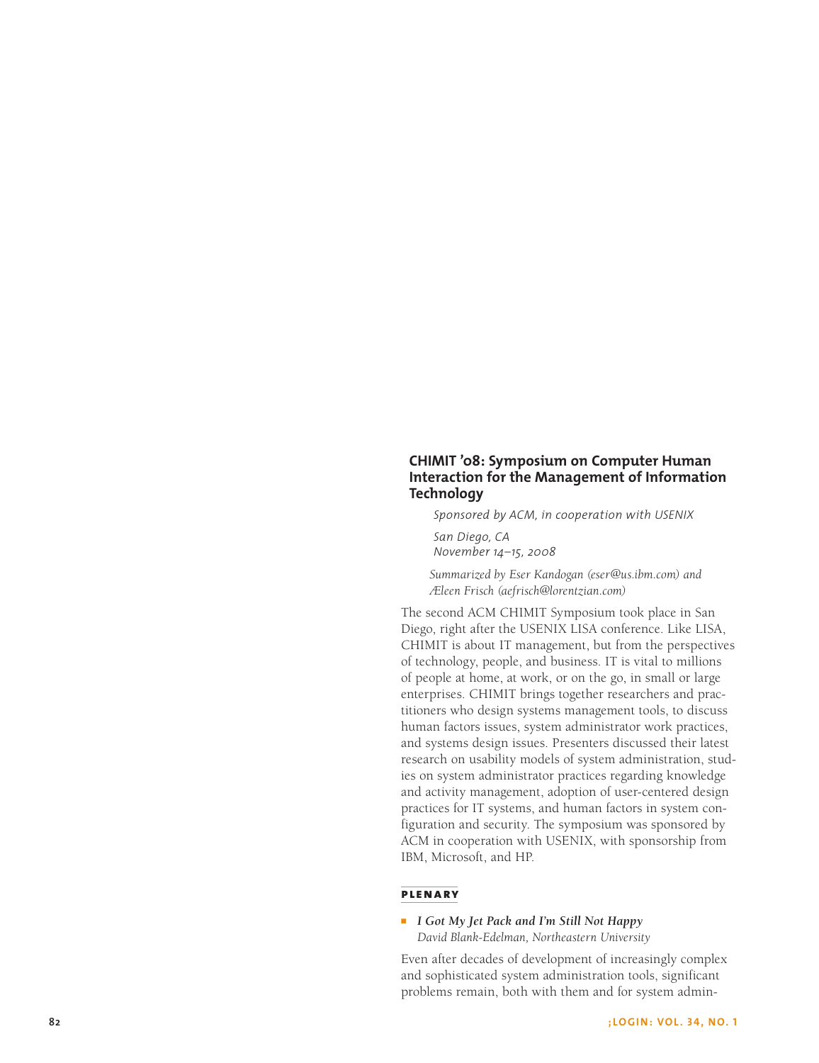# CHIMIT '08: Symposium on Computer Human Interaction for the Management of Information Technology

*Sponsored by ACM, in cooperation with USENIX*

*San Diego, CA*
*November 14–15, 2008*

*Summarized by Eser Kandogan (eser@us.ibm.com) and Æleen Frisch (aefrisch@lorentzian.com)*

The second ACM CHIMIT Symposium took place in San Diego, right after the USENIX LISA conference. Like LISA, CHIMIT is about IT management, but from the perspectives of technology, people, and business. IT is vital to millions of people at home, at work, or on the go, in small or large enterprises. CHIMIT brings together researchers and practitioners who design systems management tools, to discuss human factors issues, system administrator work practices, and systems design issues. Presenters discussed their latest research on usability models of system administration, studies on system administrator practices regarding knowledge and activity management, adoption of user-centered design practices for IT systems, and human factors in system configuration and security. The symposium was sponsored by ACM in cooperation with USENIX, with sponsorship from IBM, Microsoft, and HP.

## PLENARY

- ***I Got My Jet Pack and I'm Still Not Happy***
  *David Blank-Edelman, Northeastern University*

Even after decades of development of increasingly complex and sophisticated system administration tools, significant problems remain, both with them and for system admin-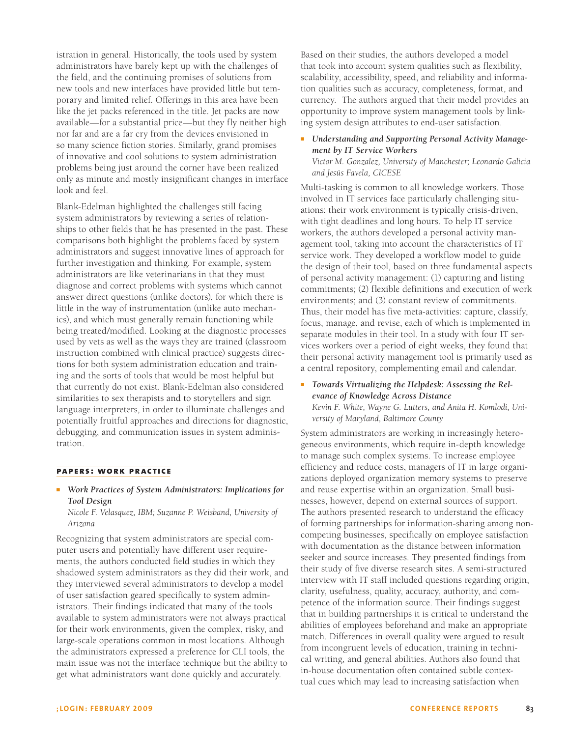istration in general. Historically, the tools used by system administrators have barely kept up with the challenges of the field, and the continuing promises of solutions from new tools and new interfaces have provided little but temporary and limited relief. Offerings in this area have been like the jet packs referenced in the title. Jet packs are now available—for a substantial price—but they fly neither high nor far and are a far cry from the devices envisioned in so many science fiction stories. Similarly, grand promises of innovative and cool solutions to system administration problems being just around the corner have been realized only as minute and mostly insignificant changes in interface look and feel.

Blank-Edelman highlighted the challenges still facing system administrators by reviewing a series of relationships to other fields that he has presented in the past. These comparisons both highlight the problems faced by system administrators and suggest innovative lines of approach for further investigation and thinking. For example, system administrators are like veterinarians in that they must diagnose and correct problems with systems which cannot answer direct questions (unlike doctors), for which there is little in the way of instrumentation (unlike auto mechanics), and which must generally remain functioning while being treated/modified. Looking at the diagnostic processes used by vets as well as the ways they are trained (classroom instruction combined with clinical practice) suggests directions for both system administration education and training and the sorts of tools that would be most helpful but that currently do not exist. Blank-Edelman also considered similarities to sex therapists and to storytellers and sign language interpreters, in order to illuminate challenges and potentially fruitful approaches and directions for diagnostic, debugging, and communication issues in system administration.

## PAPERS: WORK PRACTICE

- ***Work Practices of System Administrators: Implications for Tool Design***
  *Nicole F. Velasquez, IBM; Suzanne P. Weisband, University of Arizona*

Recognizing that system administrators are special computer users and potentially have different user requirements, the authors conducted field studies in which they shadowed system administrators as they did their work, and they interviewed several administrators to develop a model of user satisfaction geared specifically to system administrators. Their findings indicated that many of the tools available to system administrators were not always practical for their work environments, given the complex, risky, and large-scale operations common in most locations. Although the administrators expressed a preference for CLI tools, the main issue was not the interface technique but the ability to get what administrators want done quickly and accurately.

Based on their studies, the authors developed a model that took into account system qualities such as flexibility, scalability, accessibility, speed, and reliability and information qualities such as accuracy, completeness, format, and currency. The authors argued that their model provides an opportunity to improve system management tools by linking system design attributes to end-user satisfaction.

- ***Understanding and Supporting Personal Activity Management by IT Service Workers***
  *Victor M. Gonzalez, University of Manchester; Leonardo Galicia and Jesús Favela, CICESE*

Multi-tasking is common to all knowledge workers. Those involved in IT services face particularly challenging situations: their work environment is typically crisis-driven, with tight deadlines and long hours. To help IT service workers, the authors developed a personal activity management tool, taking into account the characteristics of IT service work. They developed a workflow model to guide the design of their tool, based on three fundamental aspects of personal activity management: (1) capturing and listing commitments; (2) flexible definitions and execution of work environments; and (3) constant review of commitments. Thus, their model has five meta-activities: capture, classify, focus, manage, and revise, each of which is implemented in separate modules in their tool. In a study with four IT services workers over a period of eight weeks, they found that their personal activity management tool is primarily used as a central repository, complementing email and calendar.

- ***Towards Virtualizing the Helpdesk: Assessing the Relevance of Knowledge Across Distance***
  *Kevin F. White, Wayne G. Lutters, and Anita H. Komlodi, University of Maryland, Baltimore County*

System administrators are working in increasingly heterogeneous environments, which require in-depth knowledge to manage such complex systems. To increase employee efficiency and reduce costs, managers of IT in large organizations deployed organization memory systems to preserve and reuse expertise within an organization. Small businesses, however, depend on external sources of support. The authors presented research to understand the efficacy of forming partnerships for information-sharing among non-competing businesses, specifically on employee satisfaction with documentation as the distance between information seeker and source increases. They presented findings from their study of five diverse research sites. A semi-structured interview with IT staff included questions regarding origin, clarity, usefulness, quality, accuracy, authority, and competence of the information source. Their findings suggest that in building partnerships it is critical to understand the abilities of employees beforehand and make an appropriate match. Differences in overall quality were argued to result from incongruent levels of education, training in technical writing, and general abilities. Authors also found that in-house documentation often contained subtle contextual cues which may lead to increasing satisfaction when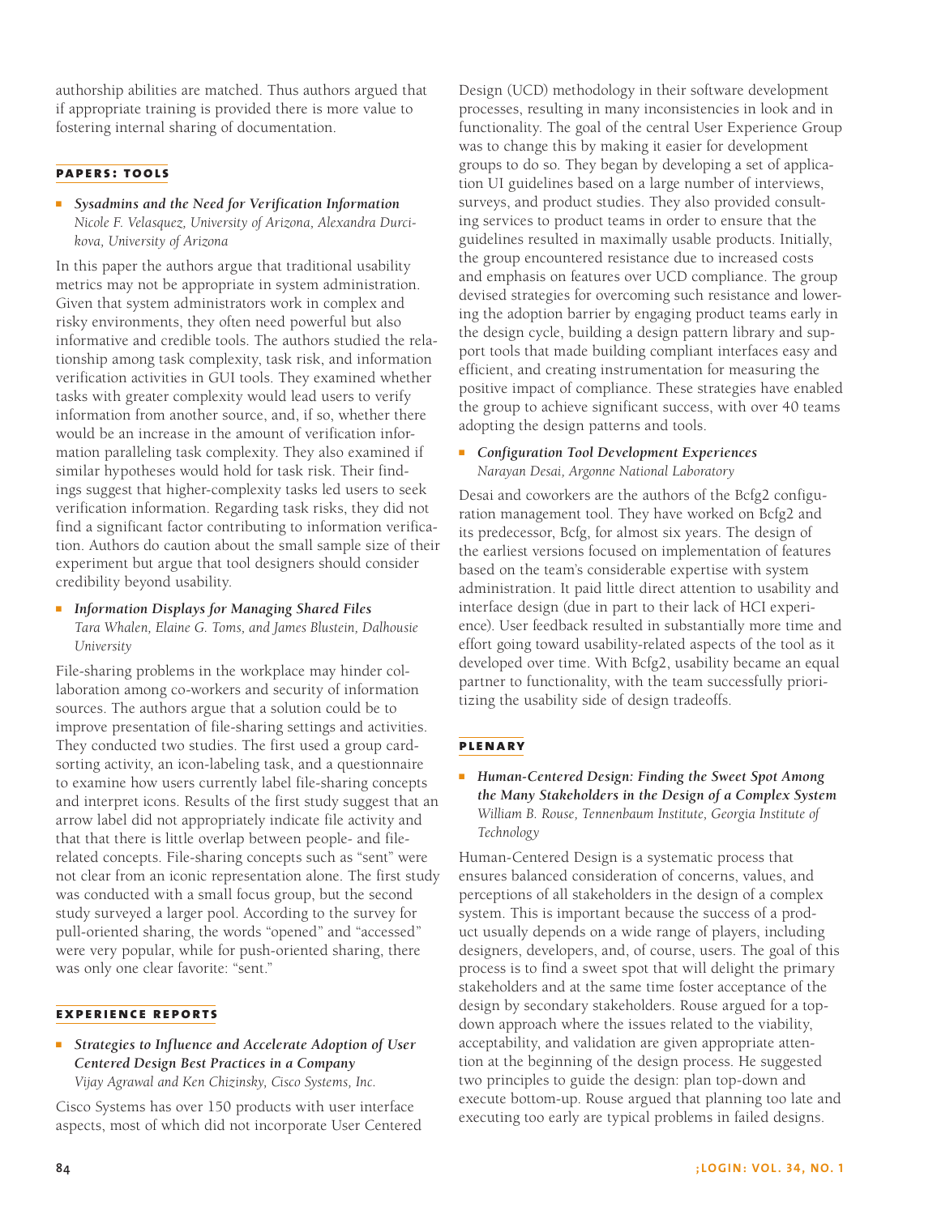authorship abilities are matched. Thus authors argued that if appropriate training is provided there is more value to fostering internal sharing of documentation.

## PAPERS: TOOLS

- ***Sysadmins and the Need for Verification Information***
  *Nicole F. Velasquez, University of Arizona, Alexandra Durcikova, University of Arizona*

In this paper the authors argue that traditional usability metrics may not be appropriate in system administration. Given that system administrators work in complex and risky environments, they often need powerful but also informative and credible tools. The authors studied the relationship among task complexity, task risk, and information verification activities in GUI tools. They examined whether tasks with greater complexity would lead users to verify information from another source, and, if so, whether there would be an increase in the amount of verification information paralleling task complexity. They also examined if similar hypotheses would hold for task risk. Their findings suggest that higher-complexity tasks led users to seek verification information. Regarding task risks, they did not find a significant factor contributing to information verification. Authors do caution about the small sample size of their experiment but argue that tool designers should consider credibility beyond usability.

- ***Information Displays for Managing Shared Files***
  *Tara Whalen, Elaine G. Toms, and James Blustein, Dalhousie University*

File-sharing problems in the workplace may hinder collaboration among co-workers and security of information sources. The authors argue that a solution could be to improve presentation of file-sharing settings and activities. They conducted two studies. The first used a group card-sorting activity, an icon-labeling task, and a questionnaire to examine how users currently label file-sharing concepts and interpret icons. Results of the first study suggest that an arrow label did not appropriately indicate file activity and that that there is little overlap between people- and file-related concepts. File-sharing concepts such as "sent" were not clear from an iconic representation alone. The first study was conducted with a small focus group, but the second study surveyed a larger pool. According to the survey for pull-oriented sharing, the words "opened" and "accessed" were very popular, while for push-oriented sharing, there was only one clear favorite: "sent."

## EXPERIENCE REPORTS

- ***Strategies to Influence and Accelerate Adoption of User Centered Design Best Practices in a Company***
  *Vijay Agrawal and Ken Chizinsky, Cisco Systems, Inc.*

Cisco Systems has over 150 products with user interface aspects, most of which did not incorporate User Centered Design (UCD) methodology in their software development processes, resulting in many inconsistencies in look and in functionality. The goal of the central User Experience Group was to change this by making it easier for development groups to do so. They began by developing a set of application UI guidelines based on a large number of interviews, surveys, and product studies. They also provided consulting services to product teams in order to ensure that the guidelines resulted in maximally usable products. Initially, the group encountered resistance due to increased costs and emphasis on features over UCD compliance. The group devised strategies for overcoming such resistance and lowering the adoption barrier by engaging product teams early in the design cycle, building a design pattern library and support tools that made building compliant interfaces easy and efficient, and creating instrumentation for measuring the positive impact of compliance. These strategies have enabled the group to achieve significant success, with over 40 teams adopting the design patterns and tools.

- ***Configuration Tool Development Experiences***
  *Narayan Desai, Argonne National Laboratory*

Desai and coworkers are the authors of the Bcfg2 configuration management tool. They have worked on Bcfg2 and its predecessor, Bcfg, for almost six years. The design of the earliest versions focused on implementation of features based on the team's considerable expertise with system administration. It paid little direct attention to usability and interface design (due in part to their lack of HCI experience). User feedback resulted in substantially more time and effort going toward usability-related aspects of the tool as it developed over time. With Bcfg2, usability became an equal partner to functionality, with the team successfully prioritizing the usability side of design tradeoffs.

## PLENARY

- ***Human-Centered Design: Finding the Sweet Spot Among the Many Stakeholders in the Design of a Complex System***
  *William B. Rouse, Tennenbaum Institute, Georgia Institute of Technology*

Human-Centered Design is a systematic process that ensures balanced consideration of concerns, values, and perceptions of all stakeholders in the design of a complex system. This is important because the success of a product usually depends on a wide range of players, including designers, developers, and, of course, users. The goal of this process is to find a sweet spot that will delight the primary stakeholders and at the same time foster acceptance of the design by secondary stakeholders. Rouse argued for a top-down approach where the issues related to the viability, acceptability, and validation are given appropriate attention at the beginning of the design process. He suggested two principles to guide the design: plan top-down and execute bottom-up. Rouse argued that planning too late and executing too early are typical problems in failed designs.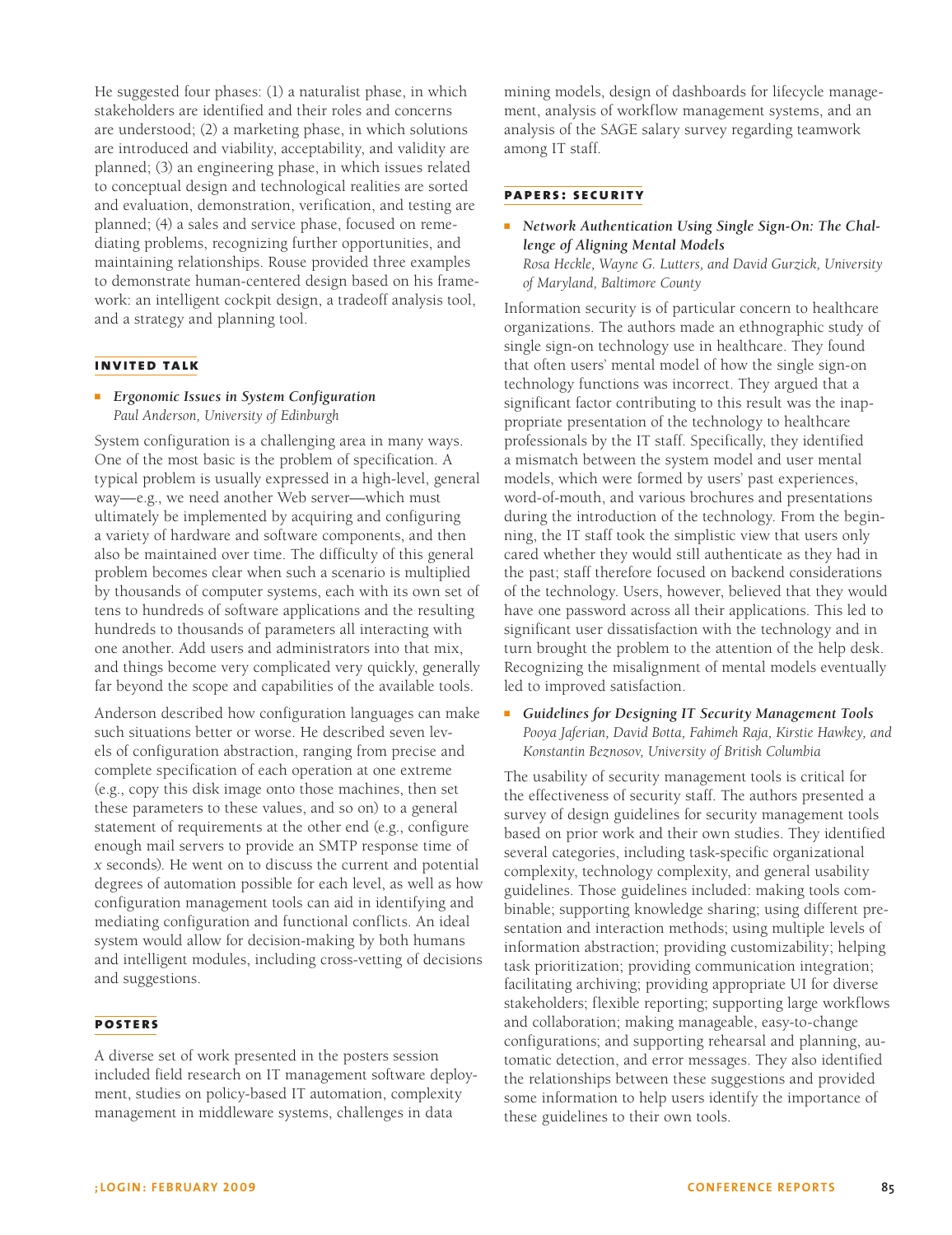He suggested four phases: (1) a naturalist phase, in which stakeholders are identified and their roles and concerns are understood; (2) a marketing phase, in which solutions are introduced and viability, acceptability, and validity are planned; (3) an engineering phase, in which issues related to conceptual design and technological realities are sorted and evaluation, demonstration, verification, and testing are planned; (4) a sales and service phase, focused on remediating problems, recognizing further opportunities, and maintaining relationships. Rouse provided three examples to demonstrate human-centered design based on his framework: an intelligent cockpit design, a tradeoff analysis tool, and a strategy and planning tool.

## INVITED TALK

- ***Ergonomic Issues in System Configuration***
  *Paul Anderson, University of Edinburgh*

System configuration is a challenging area in many ways. One of the most basic is the problem of specification. A typical problem is usually expressed in a high-level, general way—e.g., we need another Web server—which must ultimately be implemented by acquiring and configuring a variety of hardware and software components, and then also be maintained over time. The difficulty of this general problem becomes clear when such a scenario is multiplied by thousands of computer systems, each with its own set of tens to hundreds of software applications and the resulting hundreds to thousands of parameters all interacting with one another. Add users and administrators into that mix, and things become very complicated very quickly, generally far beyond the scope and capabilities of the available tools.

Anderson described how configuration languages can make such situations better or worse. He described seven levels of configuration abstraction, ranging from precise and complete specification of each operation at one extreme (e.g., copy this disk image onto those machines, then set these parameters to these values, and so on) to a general statement of requirements at the other end (e.g., configure enough mail servers to provide an SMTP response time of *x* seconds). He went on to discuss the current and potential degrees of automation possible for each level, as well as how configuration management tools can aid in identifying and mediating configuration and functional conflicts. An ideal system would allow for decision-making by both humans and intelligent modules, including cross-vetting of decisions and suggestions.

## POSTERS

A diverse set of work presented in the posters session included field research on IT management software deployment, studies on policy-based IT automation, complexity management in middleware systems, challenges in data mining models, design of dashboards for lifecycle management, analysis of workflow management systems, and an analysis of the SAGE salary survey regarding teamwork among IT staff.

## PAPERS: SECURITY

- ***Network Authentication Using Single Sign-On: The Challenge of Aligning Mental Models***
  *Rosa Heckle, Wayne G. Lutters, and David Gurzick, University of Maryland, Baltimore County*

Information security is of particular concern to healthcare organizations. The authors made an ethnographic study of single sign-on technology use in healthcare. They found that often users' mental model of how the single sign-on technology functions was incorrect. They argued that a significant factor contributing to this result was the inappropriate presentation of the technology to healthcare professionals by the IT staff. Specifically, they identified a mismatch between the system model and user mental models, which were formed by users' past experiences, word-of-mouth, and various brochures and presentations during the introduction of the technology. From the beginning, the IT staff took the simplistic view that users only cared whether they would still authenticate as they had in the past; staff therefore focused on backend considerations of the technology. Users, however, believed that they would have one password across all their applications. This led to significant user dissatisfaction with the technology and in turn brought the problem to the attention of the help desk. Recognizing the misalignment of mental models eventually led to improved satisfaction.

- ***Guidelines for Designing IT Security Management Tools***
  *Pooya Jaferian, David Botta, Fahimeh Raja, Kirstie Hawkey, and Konstantin Beznosov, University of British Columbia*

The usability of security management tools is critical for the effectiveness of security staff. The authors presented a survey of design guidelines for security management tools based on prior work and their own studies. They identified several categories, including task-specific organizational complexity, technology complexity, and general usability guidelines. Those guidelines included: making tools combinable; supporting knowledge sharing; using different presentation and interaction methods; using multiple levels of information abstraction; providing customizability; helping task prioritization; providing communication integration; facilitating archiving; providing appropriate UI for diverse stakeholders; flexible reporting; supporting large workflows and collaboration; making manageable, easy-to-change configurations; and supporting rehearsal and planning, automatic detection, and error messages. They also identified the relationships between these suggestions and provided some information to help users identify the importance of these guidelines to their own tools.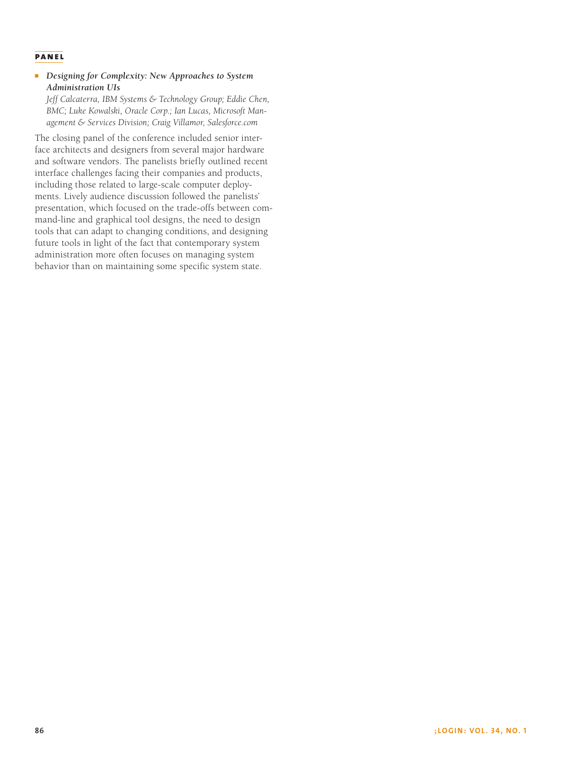## PANEL

- ***Designing for Complexity: New Approaches to System Administration UIs***
  *Jeff Calcaterra, IBM Systems & Technology Group; Eddie Chen, BMC; Luke Kowalski, Oracle Corp.; Ian Lucas, Microsoft Management & Services Division; Craig Villamor, Salesforce.com*

The closing panel of the conference included senior interface architects and designers from several major hardware and software vendors. The panelists briefly outlined recent interface challenges facing their companies and products, including those related to large-scale computer deployments. Lively audience discussion followed the panelists' presentation, which focused on the trade-offs between command-line and graphical tool designs, the need to design tools that can adapt to changing conditions, and designing future tools in light of the fact that contemporary system administration more often focuses on managing system behavior than on maintaining some specific system state.